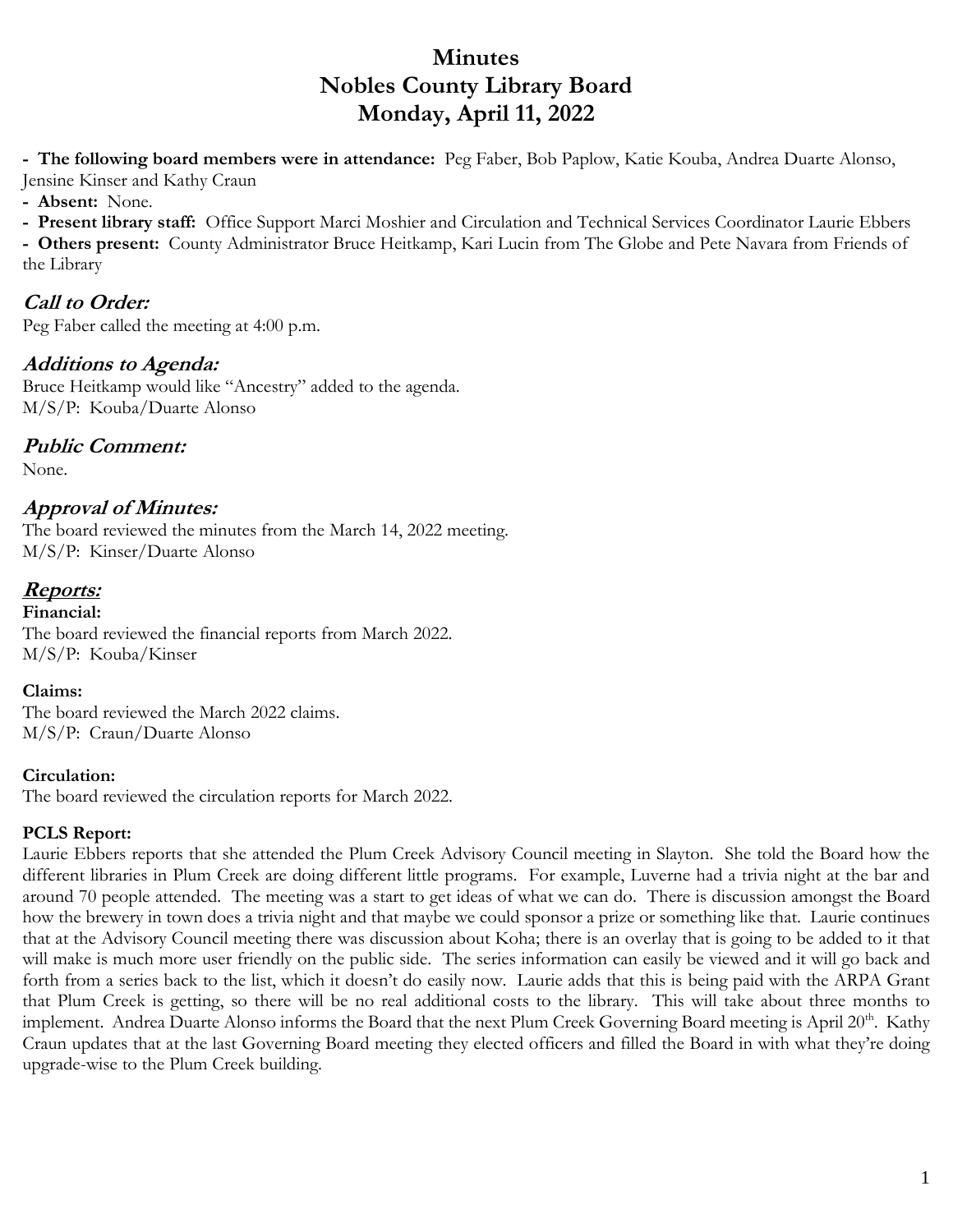# Minutes
# Nobles County Library Board
# Monday, April 11, 2022

- **The following board members were in attendance:** Peg Faber, Bob Paplow, Katie Kouba, Andrea Duarte Alonso, Jensine Kinser and Kathy Craun
- **Absent:** None.
- **Present library staff:** Office Support Marci Moshier and Circulation and Technical Services Coordinator Laurie Ebbers
- **Others present:** County Administrator Bruce Heitkamp, Kari Lucin from The Globe and Pete Navara from Friends of the Library

## *Call to Order:*

Peg Faber called the meeting at 4:00 p.m.

## *Additions to Agenda:*

Bruce Heitkamp would like "Ancestry" added to the agenda.
M/S/P: Kouba/Duarte Alonso

## *Public Comment:*

None.

## *Approval of Minutes:*

The board reviewed the minutes from the March 14, 2022 meeting.
M/S/P: Kinser/Duarte Alonso

## *Reports:*

**Financial:**
The board reviewed the financial reports from March 2022.
M/S/P: Kouba/Kinser

**Claims:**
The board reviewed the March 2022 claims.
M/S/P: Craun/Duarte Alonso

**Circulation:**
The board reviewed the circulation reports for March 2022.

**PCLS Report:**
Laurie Ebbers reports that she attended the Plum Creek Advisory Council meeting in Slayton. She told the Board how the different libraries in Plum Creek are doing different little programs. For example, Luverne had a trivia night at the bar and around 70 people attended. The meeting was a start to get ideas of what we can do. There is discussion amongst the Board how the brewery in town does a trivia night and that maybe we could sponsor a prize or something like that. Laurie continues that at the Advisory Council meeting there was discussion about Koha; there is an overlay that is going to be added to it that will make is much more user friendly on the public side. The series information can easily be viewed and it will go back and forth from a series back to the list, which it doesn't do easily now. Laurie adds that this is being paid with the ARPA Grant that Plum Creek is getting, so there will be no real additional costs to the library. This will take about three months to implement. Andrea Duarte Alonso informs the Board that the next Plum Creek Governing Board meeting is April 20th. Kathy Craun updates that at the last Governing Board meeting they elected officers and filled the Board in with what they're doing upgrade-wise to the Plum Creek building.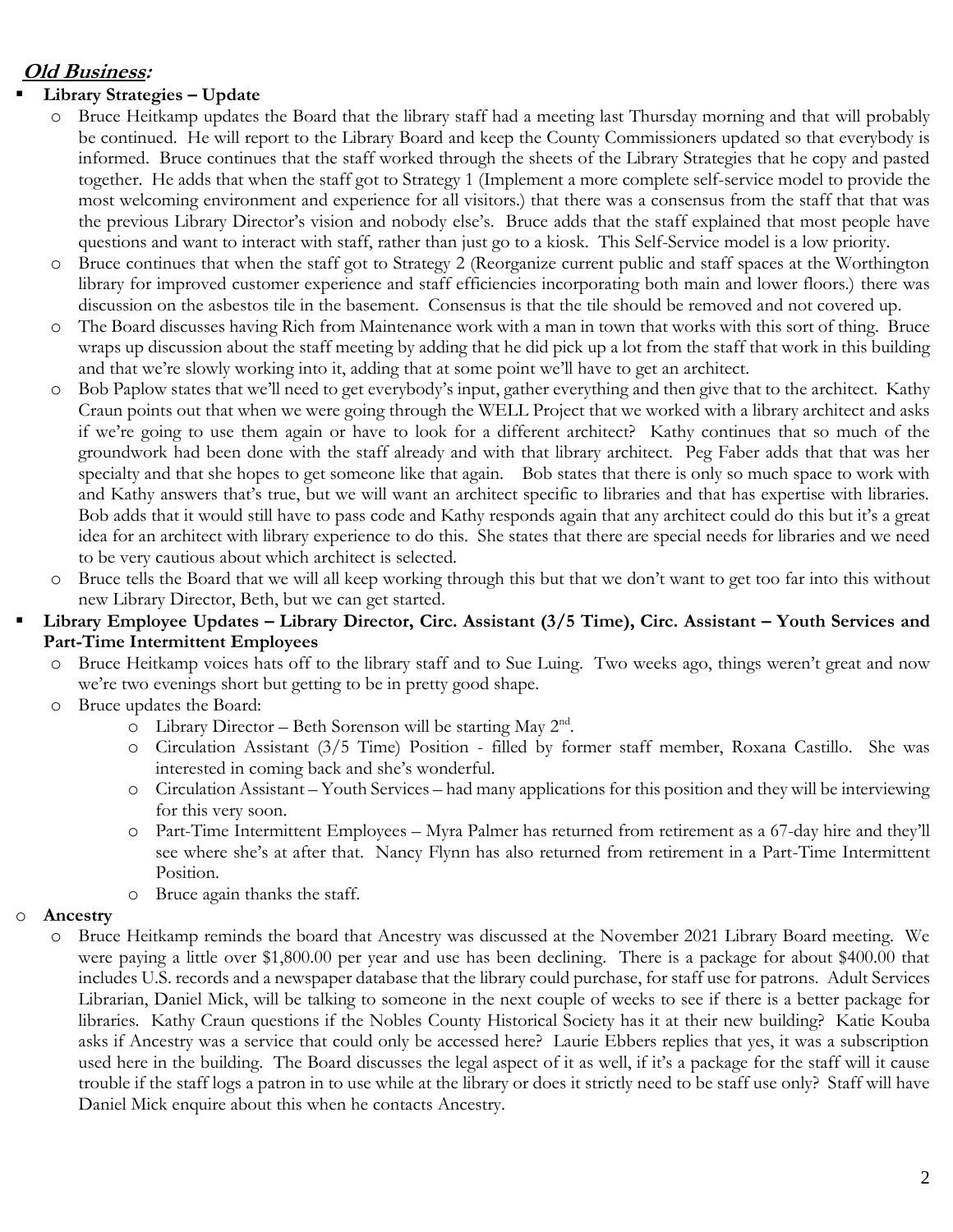## ***Old Business:***

- **Library Strategies – Update**
  - Bruce Heitkamp updates the Board that the library staff had a meeting last Thursday morning and that will probably be continued. He will report to the Library Board and keep the County Commissioners updated so that everybody is informed. Bruce continues that the staff worked through the sheets of the Library Strategies that he copy and pasted together. He adds that when the staff got to Strategy 1 (Implement a more complete self-service model to provide the most welcoming environment and experience for all visitors.) that there was a consensus from the staff that that was the previous Library Director's vision and nobody else's. Bruce adds that the staff explained that most people have questions and want to interact with staff, rather than just go to a kiosk. This Self-Service model is a low priority.
  - Bruce continues that when the staff got to Strategy 2 (Reorganize current public and staff spaces at the Worthington library for improved customer experience and staff efficiencies incorporating both main and lower floors.) there was discussion on the asbestos tile in the basement. Consensus is that the tile should be removed and not covered up.
  - The Board discusses having Rich from Maintenance work with a man in town that works with this sort of thing. Bruce wraps up discussion about the staff meeting by adding that he did pick up a lot from the staff that work in this building and that we're slowly working into it, adding that at some point we'll have to get an architect.
  - Bob Paplow states that we'll need to get everybody's input, gather everything and then give that to the architect. Kathy Craun points out that when we were going through the WELL Project that we worked with a library architect and asks if we're going to use them again or have to look for a different architect? Kathy continues that so much of the groundwork had been done with the staff already and with that library architect. Peg Faber adds that that was her specialty and that she hopes to get someone like that again. Bob states that there is only so much space to work with and Kathy answers that's true, but we will want an architect specific to libraries and that has expertise with libraries. Bob adds that it would still have to pass code and Kathy responds again that any architect could do this but it's a great idea for an architect with library experience to do this. She states that there are special needs for libraries and we need to be very cautious about which architect is selected.
  - Bruce tells the Board that we will all keep working through this but that we don't want to get too far into this without new Library Director, Beth, but we can get started.
- **Library Employee Updates – Library Director, Circ. Assistant (3/5 Time), Circ. Assistant – Youth Services and Part-Time Intermittent Employees**
  - Bruce Heitkamp voices hats off to the library staff and to Sue Luing. Two weeks ago, things weren't great and now we're two evenings short but getting to be in pretty good shape.
  - Bruce updates the Board:
    - Library Director – Beth Sorenson will be starting May 2nd.
    - Circulation Assistant (3/5 Time) Position - filled by former staff member, Roxana Castillo. She was interested in coming back and she's wonderful.
    - Circulation Assistant – Youth Services – had many applications for this position and they will be interviewing for this very soon.
    - Part-Time Intermittent Employees – Myra Palmer has returned from retirement as a 67-day hire and they'll see where she's at after that. Nancy Flynn has also returned from retirement in a Part-Time Intermittent Position.
    - Bruce again thanks the staff.
- **Ancestry**
  - Bruce Heitkamp reminds the board that Ancestry was discussed at the November 2021 Library Board meeting. We were paying a little over $1,800.00 per year and use has been declining. There is a package for about $400.00 that includes U.S. records and a newspaper database that the library could purchase, for staff use for patrons. Adult Services Librarian, Daniel Mick, will be talking to someone in the next couple of weeks to see if there is a better package for libraries. Kathy Craun questions if the Nobles County Historical Society has it at their new building? Katie Kouba asks if Ancestry was a service that could only be accessed here? Laurie Ebbers replies that yes, it was a subscription used here in the building. The Board discusses the legal aspect of it as well, if it's a package for the staff will it cause trouble if the staff logs a patron in to use while at the library or does it strictly need to be staff use only? Staff will have Daniel Mick enquire about this when he contacts Ancestry.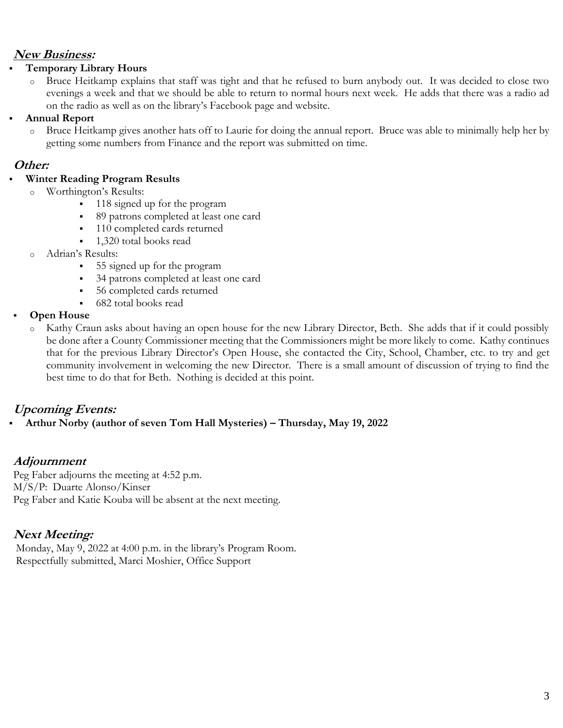## ***New Business:***

- **Temporary Library Hours**
  - Bruce Heitkamp explains that staff was tight and that he refused to burn anybody out. It was decided to close two evenings a week and that we should be able to return to normal hours next week. He adds that there was a radio ad on the radio as well as on the library's Facebook page and website.
- **Annual Report**
  - Bruce Heitkamp gives another hats off to Laurie for doing the annual report. Bruce was able to minimally help her by getting some numbers from Finance and the report was submitted on time.

## ***Other:***

- **Winter Reading Program Results**
  - Worthington's Results:
    - 118 signed up for the program
    - 89 patrons completed at least one card
    - 110 completed cards returned
    - 1,320 total books read
  - Adrian's Results:
    - 55 signed up for the program
    - 34 patrons completed at least one card
    - 56 completed cards returned
    - 682 total books read
- **Open House**
  - Kathy Craun asks about having an open house for the new Library Director, Beth. She adds that if it could possibly be done after a County Commissioner meeting that the Commissioners might be more likely to come. Kathy continues that for the previous Library Director's Open House, she contacted the City, School, Chamber, etc. to try and get community involvement in welcoming the new Director. There is a small amount of discussion of trying to find the best time to do that for Beth. Nothing is decided at this point.

## ***Upcoming Events:***

- **Arthur Norby (author of seven Tom Hall Mysteries) – Thursday, May 19, 2022**

## ***Adjournment***

Peg Faber adjourns the meeting at 4:52 p.m.
M/S/P: Duarte Alonso/Kinser
Peg Faber and Katie Kouba will be absent at the next meeting.

## ***Next Meeting:***

Monday, May 9, 2022 at 4:00 p.m. in the library's Program Room.
Respectfully submitted, Marci Moshier, Office Support